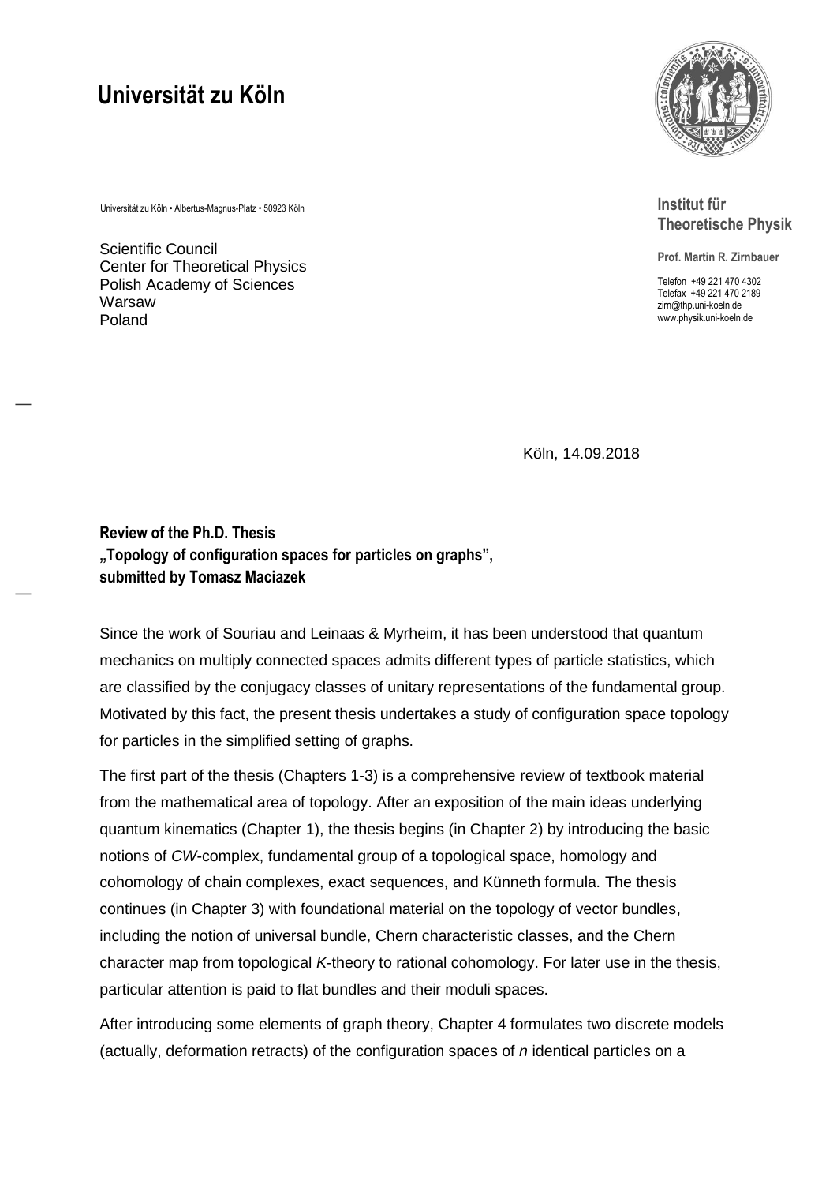# Universität zu Köln

Universität zu Köln • Albertus-Magnus-Platz • 50923 Köln

Scientific Council
Center for Theoretical Physics
Polish Academy of Sciences
Warsaw
Poland

**Institut für Theoretische Physik**

**Prof. Martin R. Zirnbauer**

Telefon +49 221 470 4302
Telefax +49 221 470 2189
zirn@thp.uni-koeln.de
www.physik.uni-koeln.de

Köln, 14.09.2018

**Review of the Ph.D. Thesis**
**„Topology of configuration spaces for particles on graphs",**
**submitted by Tomasz Maciazek**

Since the work of Souriau and Leinaas & Myrheim, it has been understood that quantum mechanics on multiply connected spaces admits different types of particle statistics, which are classified by the conjugacy classes of unitary representations of the fundamental group. Motivated by this fact, the present thesis undertakes a study of configuration space topology for particles in the simplified setting of graphs.

The first part of the thesis (Chapters 1-3) is a comprehensive review of textbook material from the mathematical area of topology. After an exposition of the main ideas underlying quantum kinematics (Chapter 1), the thesis begins (in Chapter 2) by introducing the basic notions of *CW*-complex, fundamental group of a topological space, homology and cohomology of chain complexes, exact sequences, and Künneth formula. The thesis continues (in Chapter 3) with foundational material on the topology of vector bundles, including the notion of universal bundle, Chern characteristic classes, and the Chern character map from topological *K*-theory to rational cohomology. For later use in the thesis, particular attention is paid to flat bundles and their moduli spaces.

After introducing some elements of graph theory, Chapter 4 formulates two discrete models (actually, deformation retracts) of the configuration spaces of *n* identical particles on a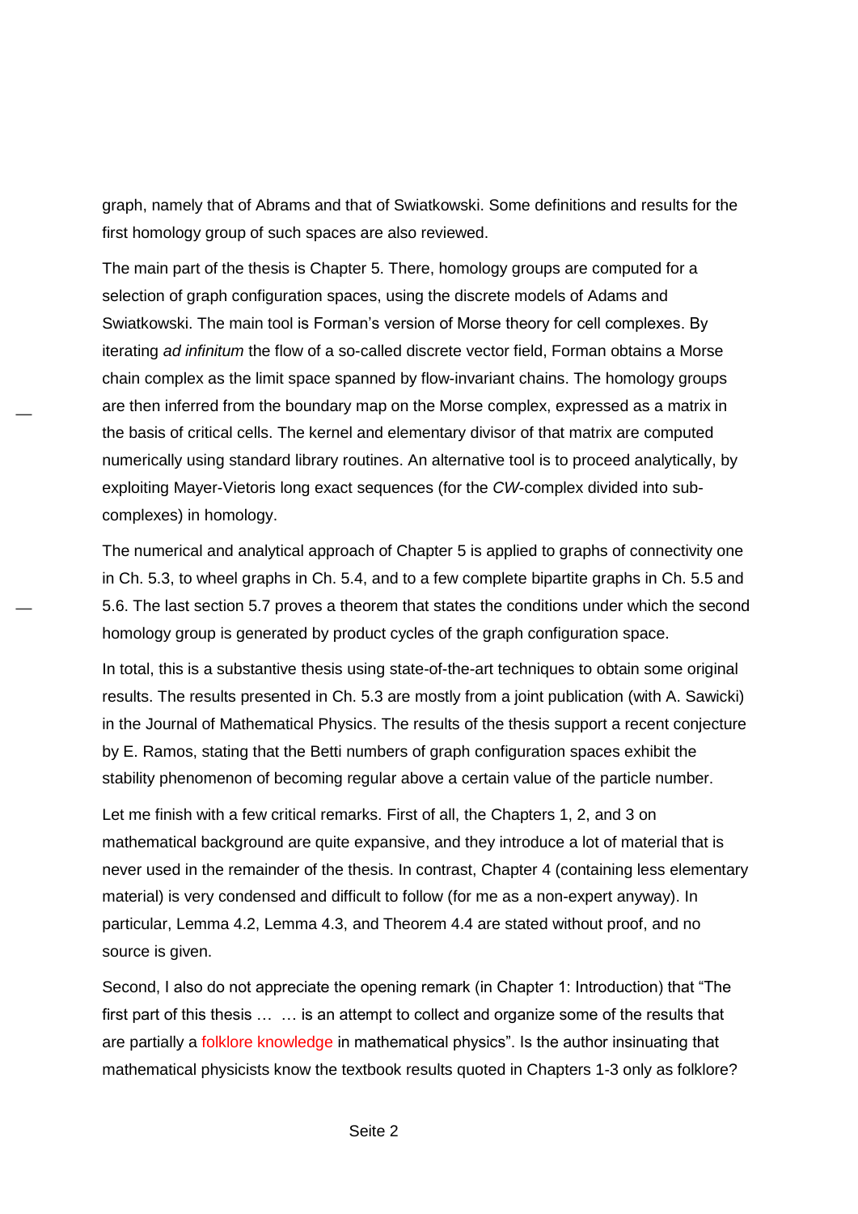graph, namely that of Abrams and that of Swiatkowski. Some definitions and results for the first homology group of such spaces are also reviewed.

The main part of the thesis is Chapter 5. There, homology groups are computed for a selection of graph configuration spaces, using the discrete models of Adams and Swiatkowski. The main tool is Forman's version of Morse theory for cell complexes. By iterating *ad infinitum* the flow of a so-called discrete vector field, Forman obtains a Morse chain complex as the limit space spanned by flow-invariant chains. The homology groups are then inferred from the boundary map on the Morse complex, expressed as a matrix in the basis of critical cells. The kernel and elementary divisor of that matrix are computed numerically using standard library routines. An alternative tool is to proceed analytically, by exploiting Mayer-Vietoris long exact sequences (for the *CW*-complex divided into sub-complexes) in homology.

The numerical and analytical approach of Chapter 5 is applied to graphs of connectivity one in Ch. 5.3, to wheel graphs in Ch. 5.4, and to a few complete bipartite graphs in Ch. 5.5 and 5.6. The last section 5.7 proves a theorem that states the conditions under which the second homology group is generated by product cycles of the graph configuration space.

In total, this is a substantive thesis using state-of-the-art techniques to obtain some original results. The results presented in Ch. 5.3 are mostly from a joint publication (with A. Sawicki) in the Journal of Mathematical Physics. The results of the thesis support a recent conjecture by E. Ramos, stating that the Betti numbers of graph configuration spaces exhibit the stability phenomenon of becoming regular above a certain value of the particle number.

Let me finish with a few critical remarks. First of all, the Chapters 1, 2, and 3 on mathematical background are quite expansive, and they introduce a lot of material that is never used in the remainder of the thesis. In contrast, Chapter 4 (containing less elementary material) is very condensed and difficult to follow (for me as a non-expert anyway). In particular, Lemma 4.2, Lemma 4.3, and Theorem 4.4 are stated without proof, and no source is given.

Second, I also do not appreciate the opening remark (in Chapter 1: Introduction) that "The first part of this thesis … … is an attempt to collect and organize some of the results that are partially a folklore knowledge in mathematical physics". Is the author insinuating that mathematical physicists know the textbook results quoted in Chapters 1-3 only as folklore?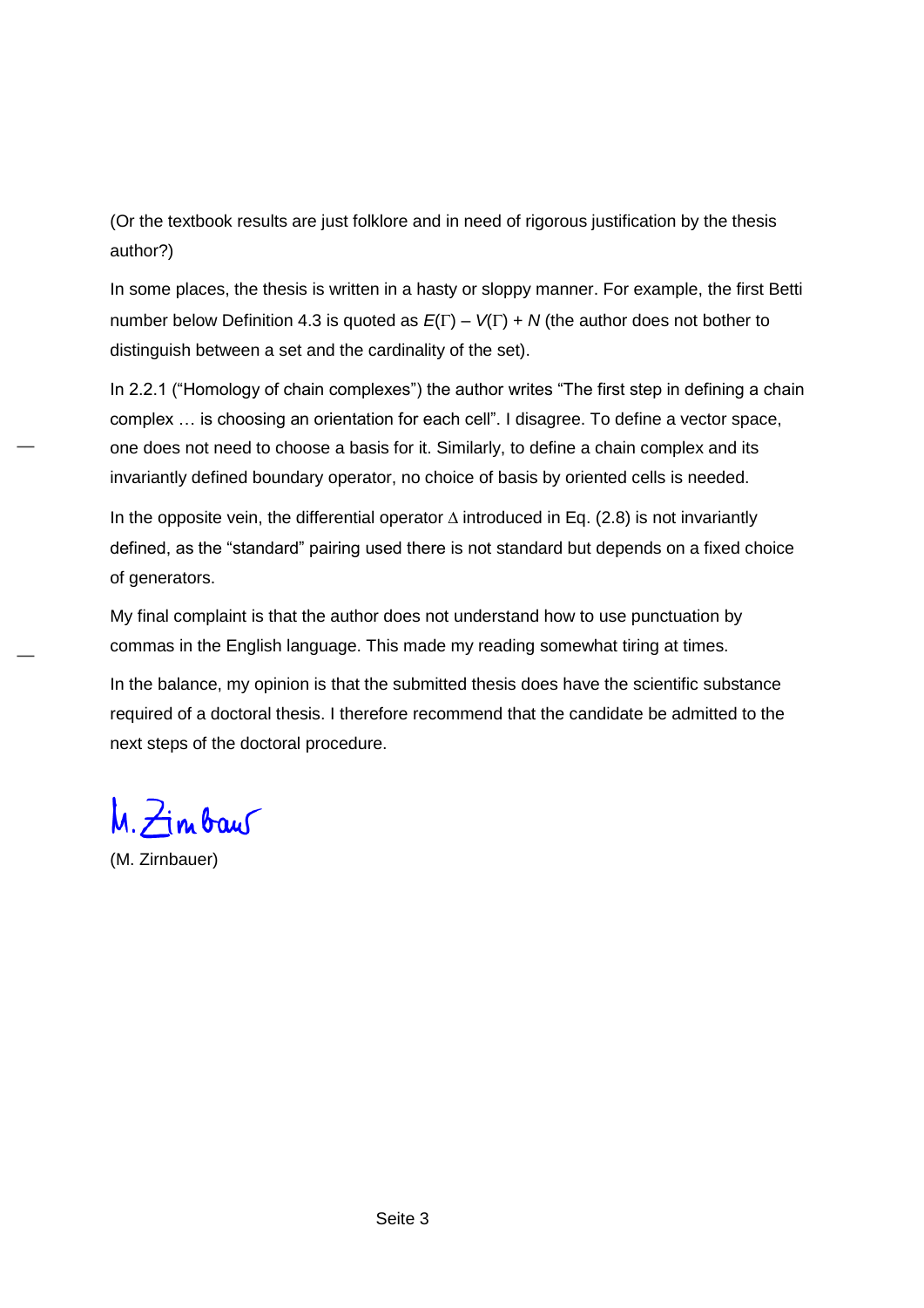(Or the textbook results are just folklore and in need of rigorous justification by the thesis author?)

In some places, the thesis is written in a hasty or sloppy manner. For example, the first Betti number below Definition 4.3 is quoted as $E(\Gamma) - V(\Gamma) + N$ (the author does not bother to distinguish between a set and the cardinality of the set).

In 2.2.1 ("Homology of chain complexes") the author writes "The first step in defining a chain complex … is choosing an orientation for each cell". I disagree. To define a vector space, one does not need to choose a basis for it. Similarly, to define a chain complex and its invariantly defined boundary operator, no choice of basis by oriented cells is needed.

In the opposite vein, the differential operator $\Delta$ introduced in Eq. (2.8) is not invariantly defined, as the "standard" pairing used there is not standard but depends on a fixed choice of generators.

My final complaint is that the author does not understand how to use punctuation by commas in the English language. This made my reading somewhat tiring at times.

In the balance, my opinion is that the submitted thesis does have the scientific substance required of a doctoral thesis. I therefore recommend that the candidate be admitted to the next steps of the doctoral procedure.

M. Zirnbauer

(M. Zirnbauer)